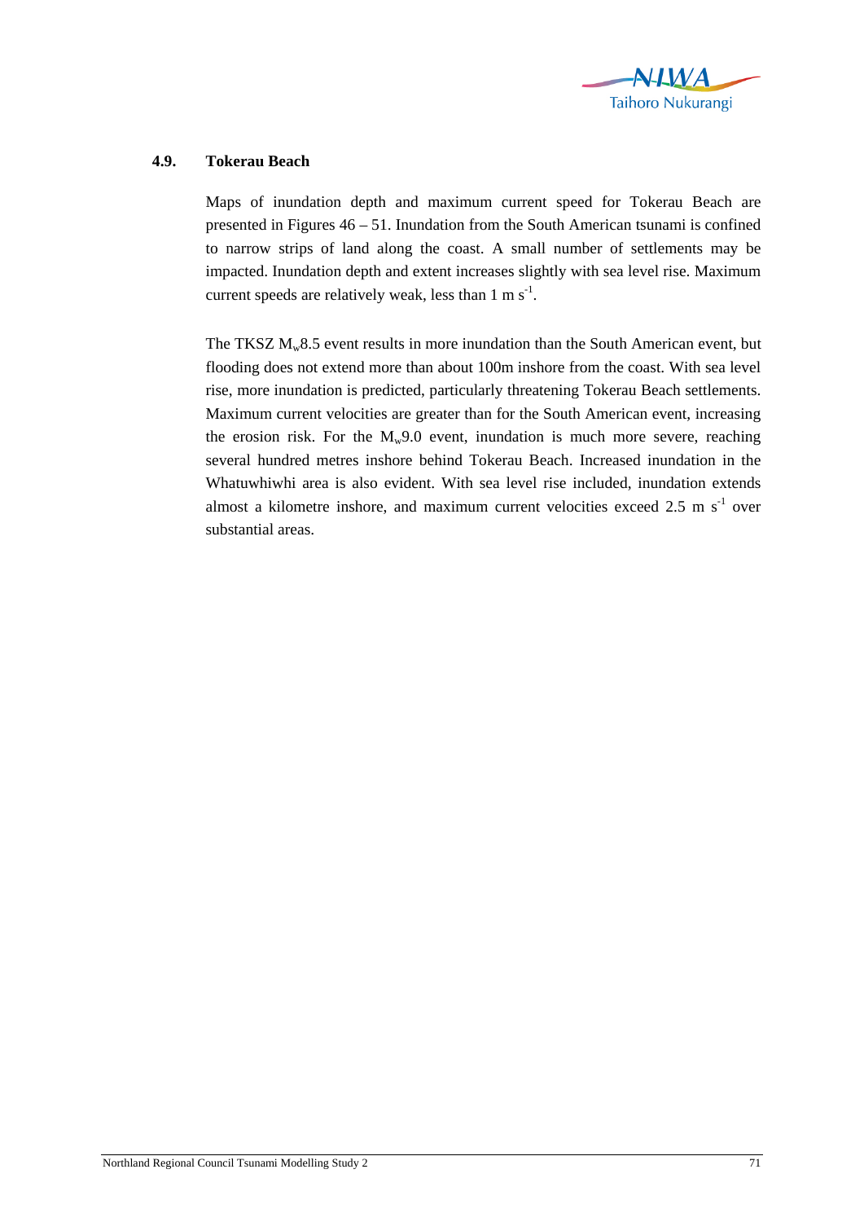### 4.9. Tokerau Beach

Maps of inundation depth and maximum current speed for Tokerau Beach are presented in Figures 46 – 51. Inundation from the South American tsunami is confined to narrow strips of land along the coast. A small number of settlements may be impacted. Inundation depth and extent increases slightly with sea level rise. Maximum current speeds are relatively weak, less than 1 m $s^{-1}$.

The TKSZ $M_w$8.5 event results in more inundation than the South American event, but flooding does not extend more than about 100m inshore from the coast. With sea level rise, more inundation is predicted, particularly threatening Tokerau Beach settlements. Maximum current velocities are greater than for the South American event, increasing the erosion risk. For the $M_w$9.0 event, inundation is much more severe, reaching several hundred metres inshore behind Tokerau Beach. Increased inundation in the Whatuwhiwhi area is also evident. With sea level rise included, inundation extends almost a kilometre inshore, and maximum current velocities exceed 2.5 m $s^{-1}$ over substantial areas.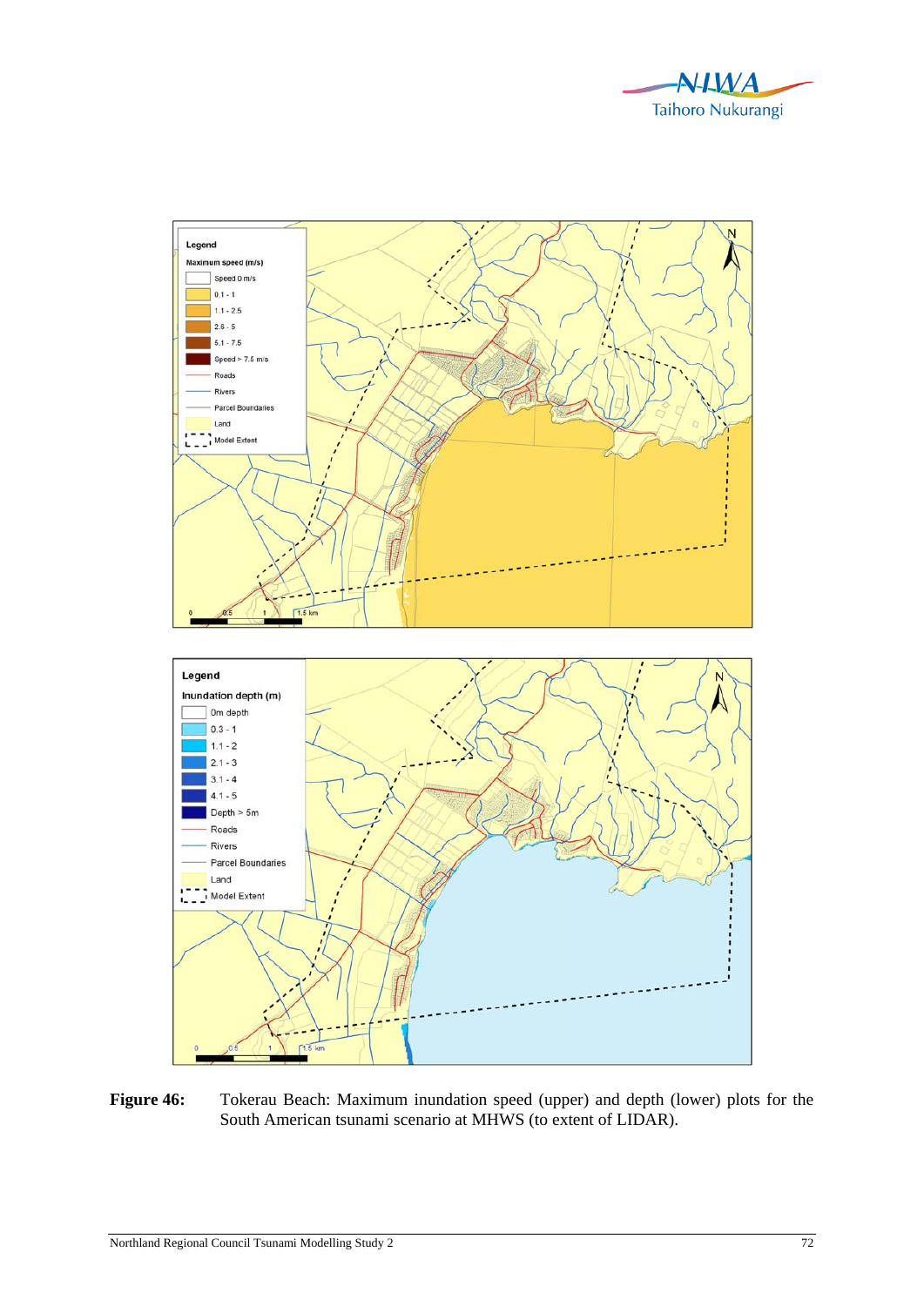**Figure 46:** Tokerau Beach: Maximum inundation speed (upper) and depth (lower) plots for the South American tsunami scenario at MHWS (to extent of LIDAR).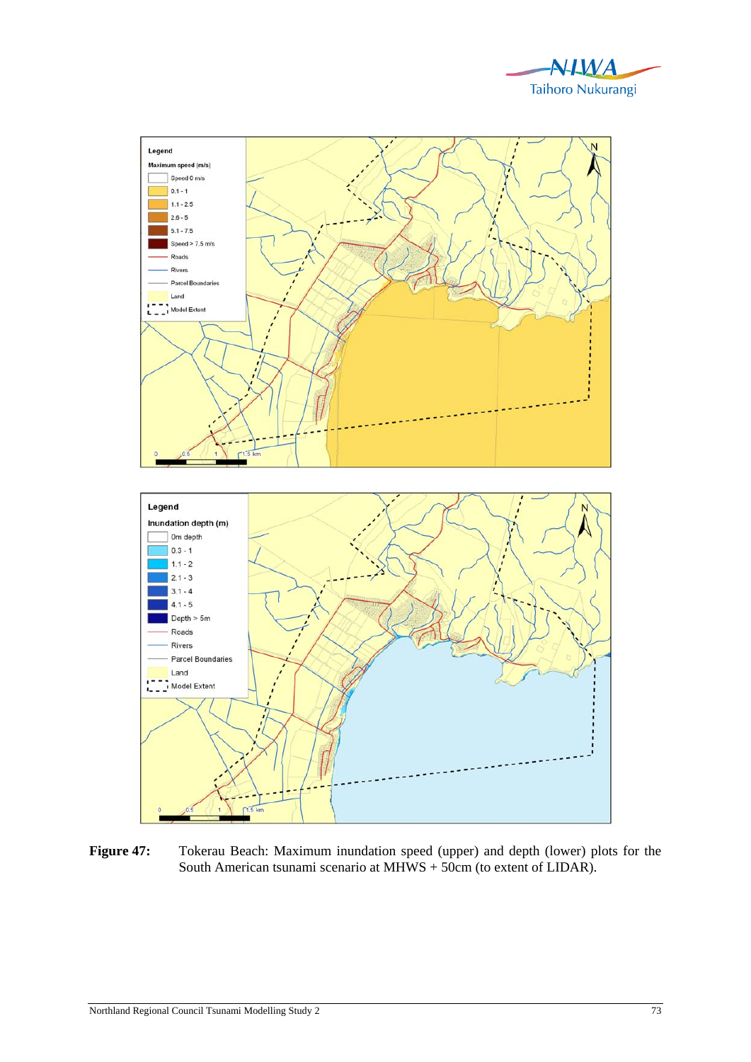**Figure 47:** Tokerau Beach: Maximum inundation speed (upper) and depth (lower) plots for the South American tsunami scenario at MHWS + 50cm (to extent of LIDAR).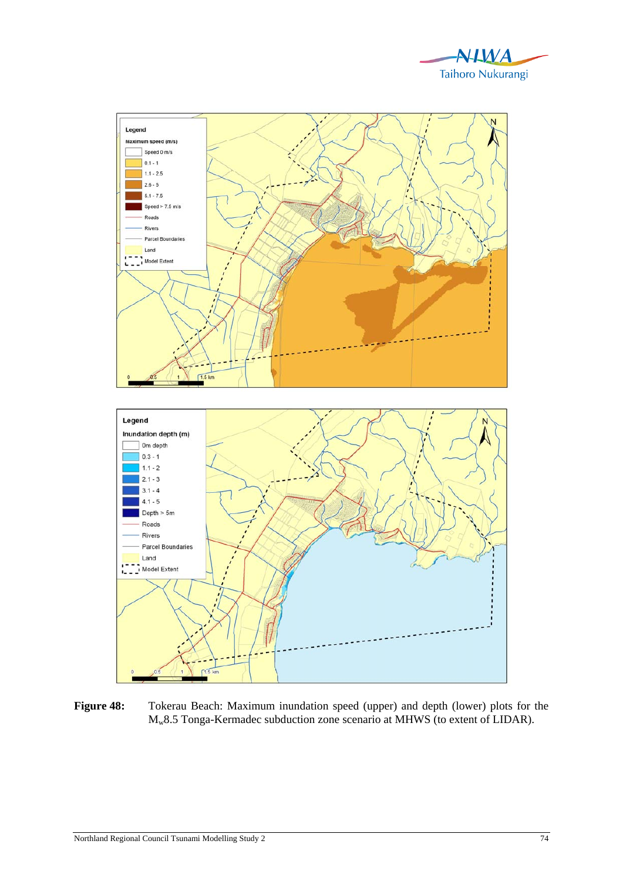**Figure 48:** Tokerau Beach: Maximum inundation speed (upper) and depth (lower) plots for the $M_w$8.5 Tonga-Kermadec subduction zone scenario at MHWS (to extent of LIDAR).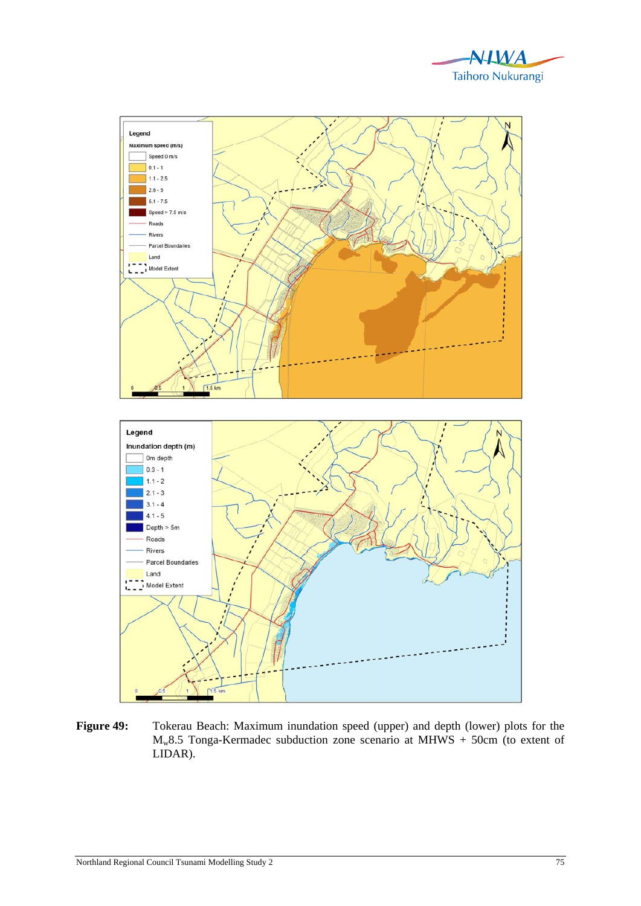**Figure 49:** Tokerau Beach: Maximum inundation speed (upper) and depth (lower) plots for the $M_w$8.5 Tonga-Kermadec subduction zone scenario at MHWS + 50cm (to extent of LIDAR).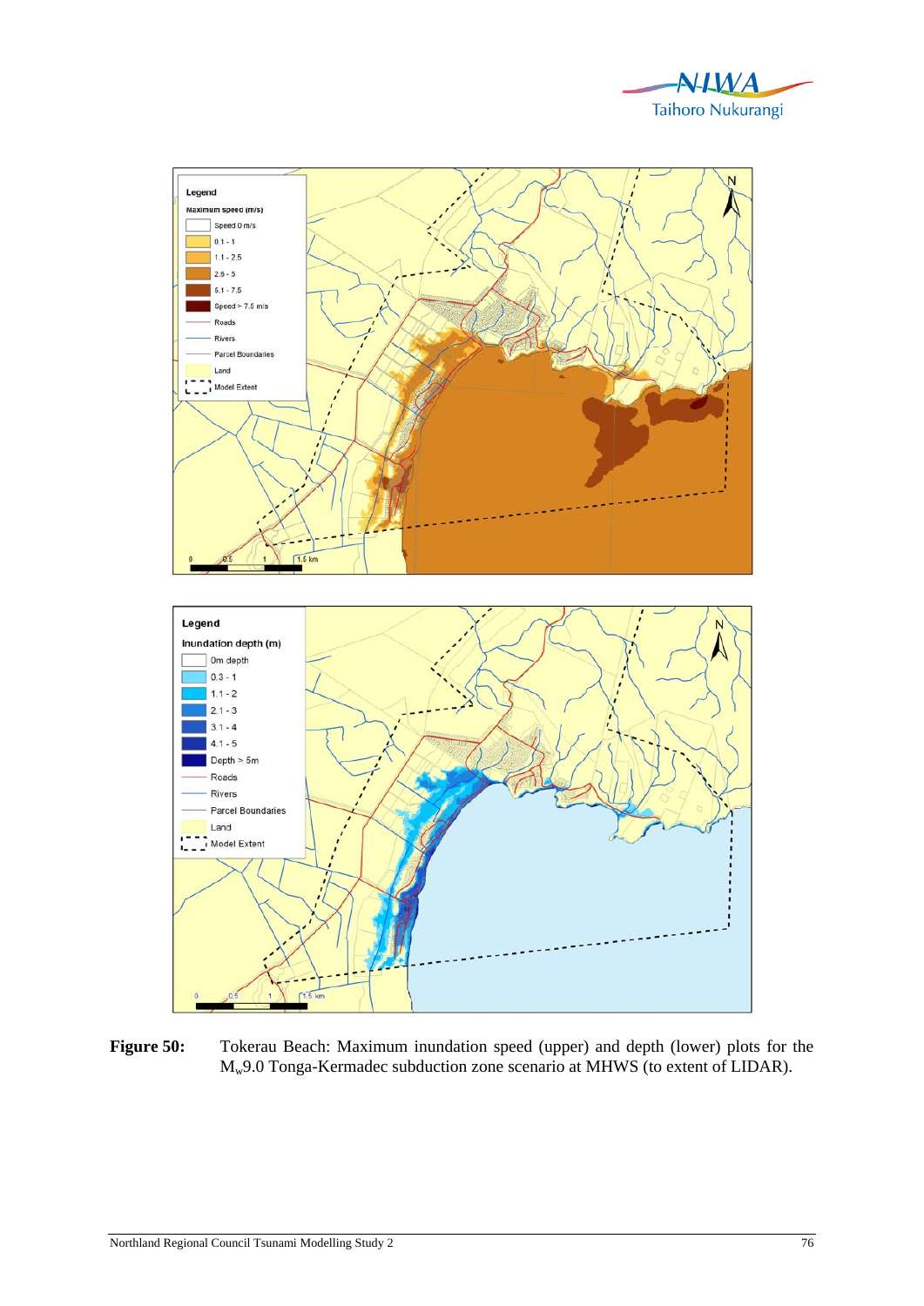**Figure 50:** Tokerau Beach: Maximum inundation speed (upper) and depth (lower) plots for the $M_w$9.0 Tonga-Kermadec subduction zone scenario at MHWS (to extent of LIDAR).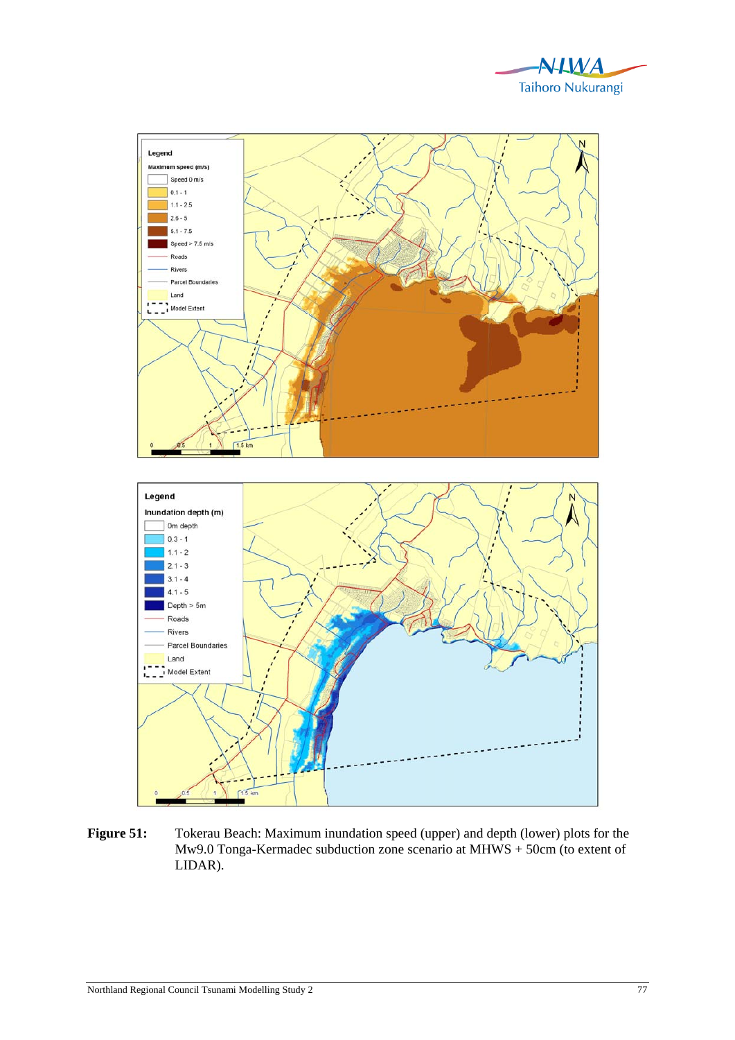Legend

Maximum speed (m/s)

Speed 0 m/s

0.1 - 1

1.1 - 2.5

2.6 - 5

5.1 - 7.5

Speed > 7.5 m/s

Roads

Rivers

Parcel Boundaries

Land

Model Extent

0 0.5 1 1.5 km

N

Legend

Inundation depth (m)

0m depth

0.3 - 1

1.1 - 2

2.1 - 3

3.1 - 4

4.1 - 5

Depth > 5m

Roads

Rivers

Parcel Boundaries

Land

Model Extent

0 0.5 1 1.5 km

N

**Figure 51:** Tokerau Beach: Maximum inundation speed (upper) and depth (lower) plots for the Mw9.0 Tonga-Kermadec subduction zone scenario at MHWS + 50cm (to extent of LIDAR).